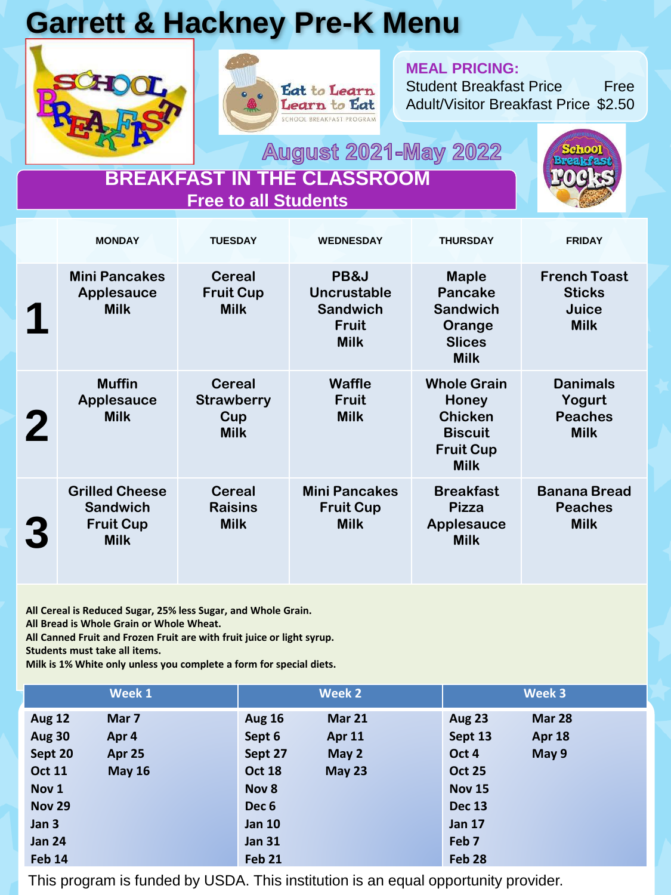# Garrett & Hackney Pre-K Menu

SCHOOL BREAKFAST

Eat to Learn Learn to Eat
SCHOOL BREAKFAST PROGRAM

**MEAL PRICING:**
Student Breakfast Price Free
Adult/Visitor Breakfast Price $2.50

## August 2021-May 2022

School Breakfast Rocks

## BREAKFAST IN THE CLASSROOM
**Free to all Students**

| | MONDAY | TUESDAY | WEDNESDAY | THURSDAY | FRIDAY |
|---|---|---|---|---|---|
| **1** | Mini Pancakes<br>Applesauce<br>Milk | Cereal<br>Fruit Cup<br>Milk | PB&J<br>Uncrustable<br>Sandwich<br>Fruit<br>Milk | Maple<br>Pancake<br>Sandwich<br>Orange<br>Slices<br>Milk | French Toast<br>Sticks<br>Juice<br>Milk |
| **2** | Muffin<br>Applesauce<br>Milk | Cereal<br>Strawberry<br>Cup<br>Milk | Waffle<br>Fruit<br>Milk | Whole Grain<br>Honey<br>Chicken<br>Biscuit<br>Fruit Cup<br>Milk | Danimals<br>Yogurt<br>Peaches<br>Milk |
| **3** | Grilled Cheese<br>Sandwich<br>Fruit Cup<br>Milk | Cereal<br>Raisins<br>Milk | Mini Pancakes<br>Fruit Cup<br>Milk | Breakfast<br>Pizza<br>Applesauce<br>Milk | Banana Bread<br>Peaches<br>Milk |

**All Cereal is Reduced Sugar, 25% less Sugar, and Whole Grain.**
**All Bread is Whole Grain or Whole Wheat.**
**All Canned Fruit and Frozen Fruit are with fruit juice or light syrup.**
**Students must take all items.**
**Milk is 1% White only unless you complete a form for special diets.**

| Week 1 | | Week 2 | | Week 3 | |
|---|---|---|---|---|---|
| Aug 12 | Mar 7 | Aug 16 | Mar 21 | Aug 23 | Mar 28 |
| Aug 30 | Apr 4 | Sept 6 | Apr 11 | Sept 13 | Apr 18 |
| Sept 20 | Apr 25 | Sept 27 | May 2 | Oct 4 | May 9 |
| Oct 11 | May 16 | Oct 18 | May 23 | Oct 25 | |
| Nov 1 | | Nov 8 | | Nov 15 | |
| Nov 29 | | Dec 6 | | Dec 13 | |
| Jan 3 | | Jan 10 | | Jan 17 | |
| Jan 24 | | Jan 31 | | Feb 7 | |
| Feb 14 | | Feb 21 | | Feb 28 | |

This program is funded by USDA. This institution is an equal opportunity provider.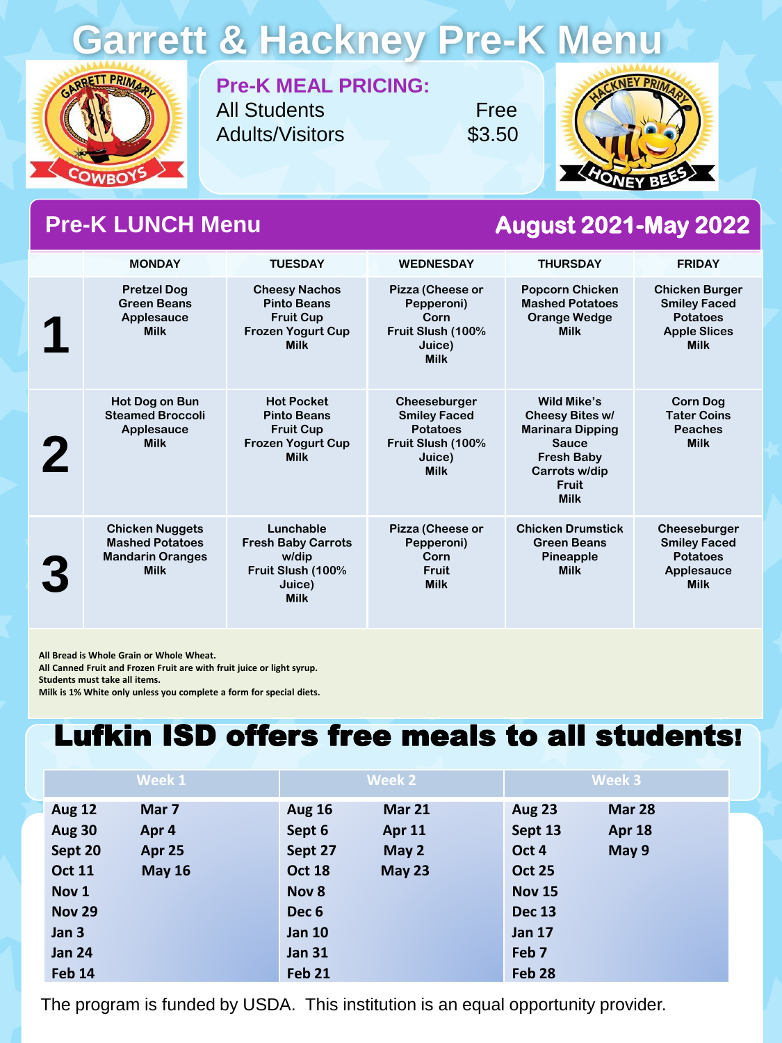# Garrett & Hackney Pre-K Menu

**Pre-K MEAL PRICING:**

| | |
|---|---|
| All Students | Free |
| Adults/Visitors | $3.50 |

## Pre-K LUNCH Menu

## August 2021-May 2022

| | MONDAY | TUESDAY | WEDNESDAY | THURSDAY | FRIDAY |
|---|---|---|---|---|---|
| **1** | Pretzel Dog<br>Green Beans<br>Applesauce<br>Milk | Cheesy Nachos<br>Pinto Beans<br>Fruit Cup<br>Frozen Yogurt Cup<br>Milk | Pizza (Cheese or Pepperoni)<br>Corn<br>Fruit Slush (100% Juice)<br>Milk | Popcorn Chicken<br>Mashed Potatoes<br>Orange Wedge<br>Milk | Chicken Burger<br>Smiley Faced Potatoes<br>Apple Slices<br>Milk |
| **2** | Hot Dog on Bun<br>Steamed Broccoli<br>Applesauce<br>Milk | Hot Pocket<br>Pinto Beans<br>Fruit Cup<br>Frozen Yogurt Cup<br>Milk | Cheeseburger<br>Smiley Faced Potatoes<br>Fruit Slush (100% Juice)<br>Milk | Wild Mike's Cheesy Bites w/ Marinara Dipping Sauce<br>Fresh Baby Carrots w/dip<br>Fruit<br>Milk | Corn Dog<br>Tater Coins<br>Peaches<br>Milk |
| **3** | Chicken Nuggets<br>Mashed Potatoes<br>Mandarin Oranges<br>Milk | Lunchable<br>Fresh Baby Carrots w/dip<br>Fruit Slush (100% Juice)<br>Milk | Pizza (Cheese or Pepperoni)<br>Corn<br>Fruit<br>Milk | Chicken Drumstick<br>Green Beans<br>Pineapple<br>Milk | Cheeseburger<br>Smiley Faced Potatoes<br>Applesauce<br>Milk |

**All Bread is Whole Grain or Whole Wheat.**
**All Canned Fruit and Frozen Fruit are with fruit juice or light syrup.**
**Students must take all items.**
**Milk is 1% White only unless you complete a form for special diets.**

# Lufkin ISD offers free meals to all students!

| Week 1 | | Week 2 | | Week 3 | |
|---|---|---|---|---|---|
| Aug 12 | Mar 7 | Aug 16 | Mar 21 | Aug 23 | Mar 28 |
| Aug 30 | Apr 4 | Sept 6 | Apr 11 | Sept 13 | Apr 18 |
| Sept 20 | Apr 25 | Sept 27 | May 2 | Oct 4 | May 9 |
| Oct 11 | May 16 | Oct 18 | May 23 | Oct 25 | |
| Nov 1 | | Nov 8 | | Nov 15 | |
| Nov 29 | | Dec 6 | | Dec 13 | |
| Jan 3 | | Jan 10 | | Jan 17 | |
| Jan 24 | | Jan 31 | | Feb 7 | |
| Feb 14 | | Feb 21 | | Feb 28 | |

The program is funded by USDA. This institution is an equal opportunity provider.